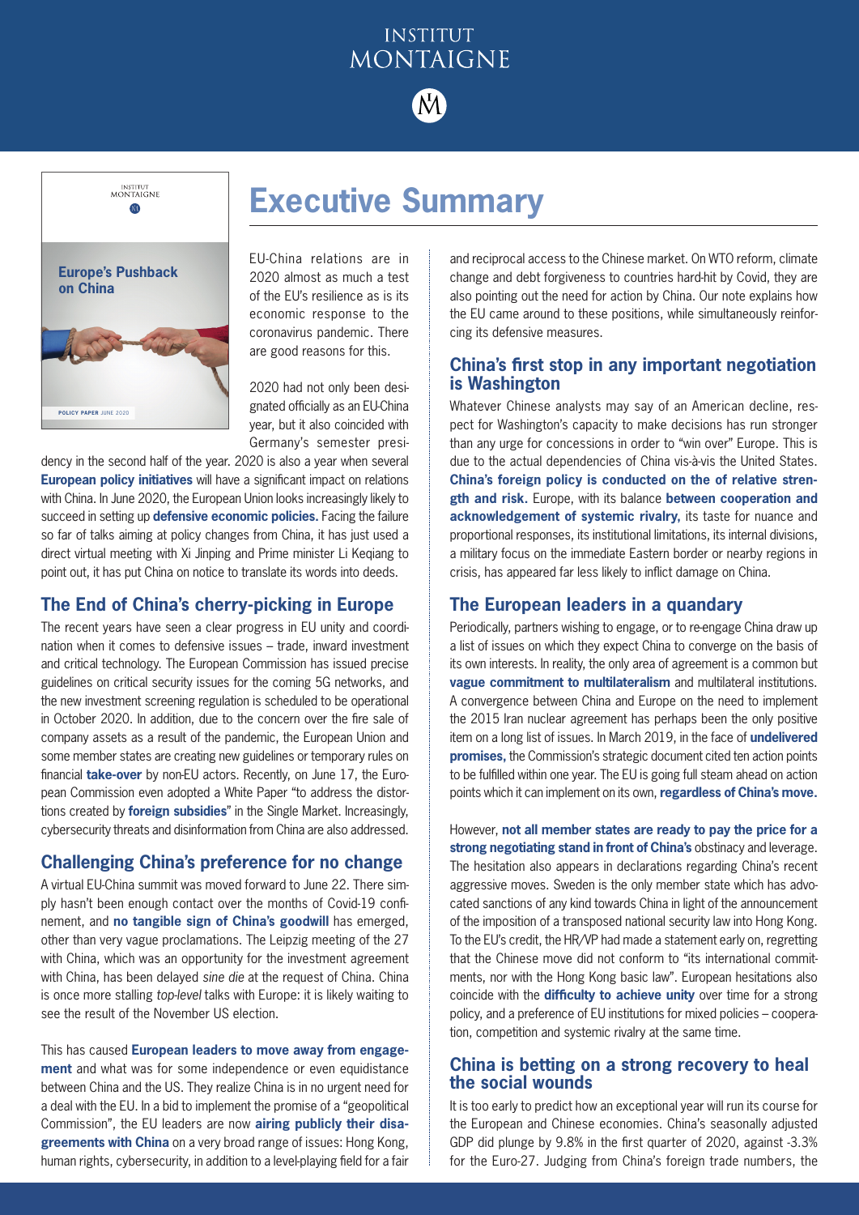# Executive Summary

EU-China relations are in 2020 almost as much a test of the EU's resilience as is its economic response to the coronavirus pandemic. There are good reasons for this.

2020 had not only been designated officially as an EU-China year, but it also coincided with Germany's semester presidency in the second half of the year. 2020 is also a year when several **European policy initiatives** will have a significant impact on relations with China. In June 2020, the European Union looks increasingly likely to succeed in setting up **defensive economic policies.** Facing the failure so far of talks aiming at policy changes from China, it has just used a direct virtual meeting with Xi Jinping and Prime minister Li Keqiang to point out, it has put China on notice to translate its words into deeds.

## The End of China's cherry-picking in Europe

The recent years have seen a clear progress in EU unity and coordination when it comes to defensive issues – trade, inward investment and critical technology. The European Commission has issued precise guidelines on critical security issues for the coming 5G networks, and the new investment screening regulation is scheduled to be operational in October 2020. In addition, due to the concern over the fire sale of company assets as a result of the pandemic, the European Union and some member states are creating new guidelines or temporary rules on financial **take-over** by non-EU actors. Recently, on June 17, the European Commission even adopted a White Paper "to address the distortions created by **foreign subsidies**" in the Single Market. Increasingly, cybersecurity threats and disinformation from China are also addressed.

## Challenging China's preference for no change

A virtual EU-China summit was moved forward to June 22. There simply hasn't been enough contact over the months of Covid-19 confinement, and **no tangible sign of China's goodwill** has emerged, other than very vague proclamations. The Leipzig meeting of the 27 with China, which was an opportunity for the investment agreement with China, has been delayed *sine die* at the request of China. China is once more stalling *top-level* talks with Europe: it is likely waiting to see the result of the November US election.

This has caused **European leaders to move away from engagement** and what was for some independence or even equidistance between China and the US. They realize China is in no urgent need for a deal with the EU. In a bid to implement the promise of a "geopolitical Commission", the EU leaders are now **airing publicly their disagreements with China** on a very broad range of issues: Hong Kong, human rights, cybersecurity, in addition to a level-playing field for a fair and reciprocal access to the Chinese market. On WTO reform, climate change and debt forgiveness to countries hard-hit by Covid, they are also pointing out the need for action by China. Our note explains how the EU came around to these positions, while simultaneously reinforcing its defensive measures.

## China's first stop in any important negotiation is Washington

Whatever Chinese analysts may say of an American decline, respect for Washington's capacity to make decisions has run stronger than any urge for concessions in order to "win over" Europe. This is due to the actual dependencies of China vis-à-vis the United States. **China's foreign policy is conducted on the of relative strength and risk.** Europe, with its balance **between cooperation and acknowledgement of systemic rivalry,** its taste for nuance and proportional responses, its institutional limitations, its internal divisions, a military focus on the immediate Eastern border or nearby regions in crisis, has appeared far less likely to inflict damage on China.

## The European leaders in a quandary

Periodically, partners wishing to engage, or to re-engage China draw up a list of issues on which they expect China to converge on the basis of its own interests. In reality, the only area of agreement is a common but **vague commitment to multilateralism** and multilateral institutions. A convergence between China and Europe on the need to implement the 2015 Iran nuclear agreement has perhaps been the only positive item on a long list of issues. In March 2019, in the face of **undelivered promises,** the Commission's strategic document cited ten action points to be fulfilled within one year. The EU is going full steam ahead on action points which it can implement on its own, **regardless of China's move.**

However, **not all member states are ready to pay the price for a strong negotiating stand in front of China's** obstinacy and leverage. The hesitation also appears in declarations regarding China's recent aggressive moves. Sweden is the only member state which has advocated sanctions of any kind towards China in light of the announcement of the imposition of a transposed national security law into Hong Kong. To the EU's credit, the HR/VP had made a statement early on, regretting that the Chinese move did not conform to "its international commitments, nor with the Hong Kong basic law". European hesitations also coincide with the **difficulty to achieve unity** over time for a strong policy, and a preference of EU institutions for mixed policies – cooperation, competition and systemic rivalry at the same time.

## China is betting on a strong recovery to heal the social wounds

It is too early to predict how an exceptional year will run its course for the European and Chinese economies. China's seasonally adjusted GDP did plunge by 9.8% in the first quarter of 2020, against -3.3% for the Euro-27. Judging from China's foreign trade numbers, the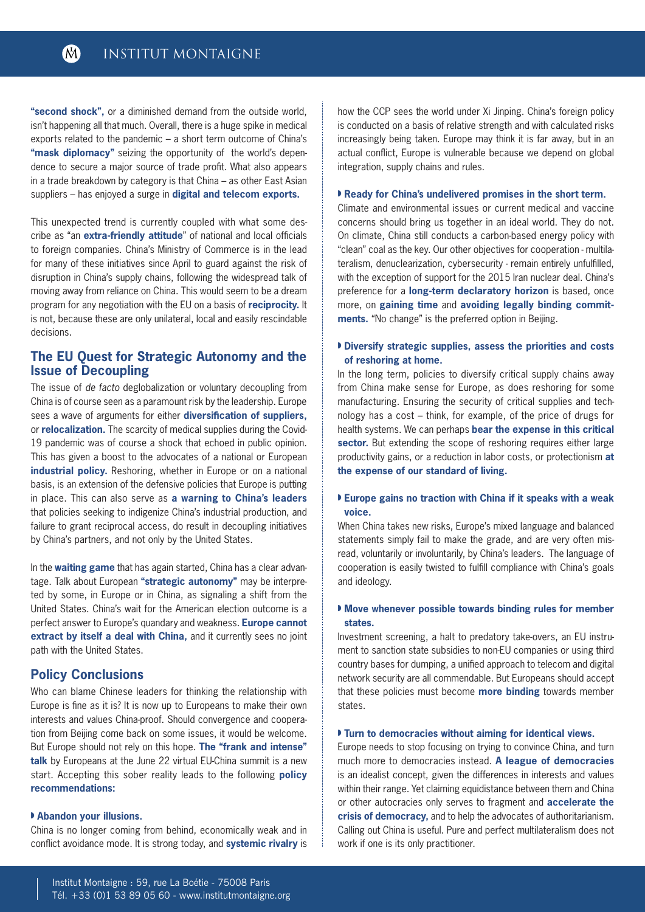**"second shock",** or a diminished demand from the outside world, isn't happening all that much. Overall, there is a huge spike in medical exports related to the pandemic – a short term outcome of China's **"mask diplomacy"** seizing the opportunity of the world's dependence to secure a major source of trade profit. What also appears in a trade breakdown by category is that China – as other East Asian suppliers – has enjoyed a surge in **digital and telecom exports.**

This unexpected trend is currently coupled with what some describe as "an **extra-friendly attitude**" of national and local officials to foreign companies. China's Ministry of Commerce is in the lead for many of these initiatives since April to guard against the risk of disruption in China's supply chains, following the widespread talk of moving away from reliance on China. This would seem to be a dream program for any negotiation with the EU on a basis of **reciprocity.** It is not, because these are only unilateral, local and easily rescindable decisions.

## The EU Quest for Strategic Autonomy and the Issue of Decoupling

The issue of *de facto* deglobalization or voluntary decoupling from China is of course seen as a paramount risk by the leadership. Europe sees a wave of arguments for either **diversification of suppliers,** or **relocalization.** The scarcity of medical supplies during the Covid-19 pandemic was of course a shock that echoed in public opinion. This has given a boost to the advocates of a national or European **industrial policy.** Reshoring, whether in Europe or on a national basis, is an extension of the defensive policies that Europe is putting in place. This can also serve as **a warning to China's leaders** that policies seeking to indigenize China's industrial production, and failure to grant reciprocal access, do result in decoupling initiatives by China's partners, and not only by the United States.

In the **waiting game** that has again started, China has a clear advantage. Talk about European **"strategic autonomy"** may be interpreted by some, in Europe or in China, as signaling a shift from the United States. China's wait for the American election outcome is a perfect answer to Europe's quandary and weakness. **Europe cannot extract by itself a deal with China,** and it currently sees no joint path with the United States.

## Policy Conclusions

Who can blame Chinese leaders for thinking the relationship with Europe is fine as it is? It is now up to Europeans to make their own interests and values China-proof. Should convergence and cooperation from Beijing come back on some issues, it would be welcome. But Europe should not rely on this hope. **The "frank and intense" talk** by Europeans at the June 22 virtual EU-China summit is a new start. Accepting this sober reality leads to the following **policy recommendations:**

**Abandon your illusions.**

China is no longer coming from behind, economically weak and in conflict avoidance mode. It is strong today, and **systemic rivalry** is how the CCP sees the world under Xi Jinping. China's foreign policy is conducted on a basis of relative strength and with calculated risks increasingly being taken. Europe may think it is far away, but in an actual conflict, Europe is vulnerable because we depend on global integration, supply chains and rules.

**Ready for China's undelivered promises in the short term.**

Climate and environmental issues or current medical and vaccine concerns should bring us together in an ideal world. They do not. On climate, China still conducts a carbon-based energy policy with "clean" coal as the key. Our other objectives for cooperation - multilateralism, denuclearization, cybersecurity - remain entirely unfulfilled, with the exception of support for the 2015 Iran nuclear deal. China's preference for a **long-term declaratory horizon** is based, once more, on **gaining time** and **avoiding legally binding commitments.** "No change" is the preferred option in Beijing.

**Diversify strategic supplies, assess the priorities and costs of reshoring at home.**

In the long term, policies to diversify critical supply chains away from China make sense for Europe, as does reshoring for some manufacturing. Ensuring the security of critical supplies and technology has a cost – think, for example, of the price of drugs for health systems. We can perhaps **bear the expense in this critical sector.** But extending the scope of reshoring requires either large productivity gains, or a reduction in labor costs, or protectionism **at the expense of our standard of living.**

**Europe gains no traction with China if it speaks with a weak voice.**

When China takes new risks, Europe's mixed language and balanced statements simply fail to make the grade, and are very often misread, voluntarily or involuntarily, by China's leaders. The language of cooperation is easily twisted to fulfill compliance with China's goals and ideology.

**Move whenever possible towards binding rules for member states.**

Investment screening, a halt to predatory take-overs, an EU instrument to sanction state subsidies to non-EU companies or using third country bases for dumping, a unified approach to telecom and digital network security are all commendable. But Europeans should accept that these policies must become **more binding** towards member states.

**Turn to democracies without aiming for identical views.**

Europe needs to stop focusing on trying to convince China, and turn much more to democracies instead. **A league of democracies** is an idealist concept, given the differences in interests and values within their range. Yet claiming equidistance between them and China or other autocracies only serves to fragment and **accelerate the crisis of democracy,** and to help the advocates of authoritarianism. Calling out China is useful. Pure and perfect multilateralism does not work if one is its only practitioner.